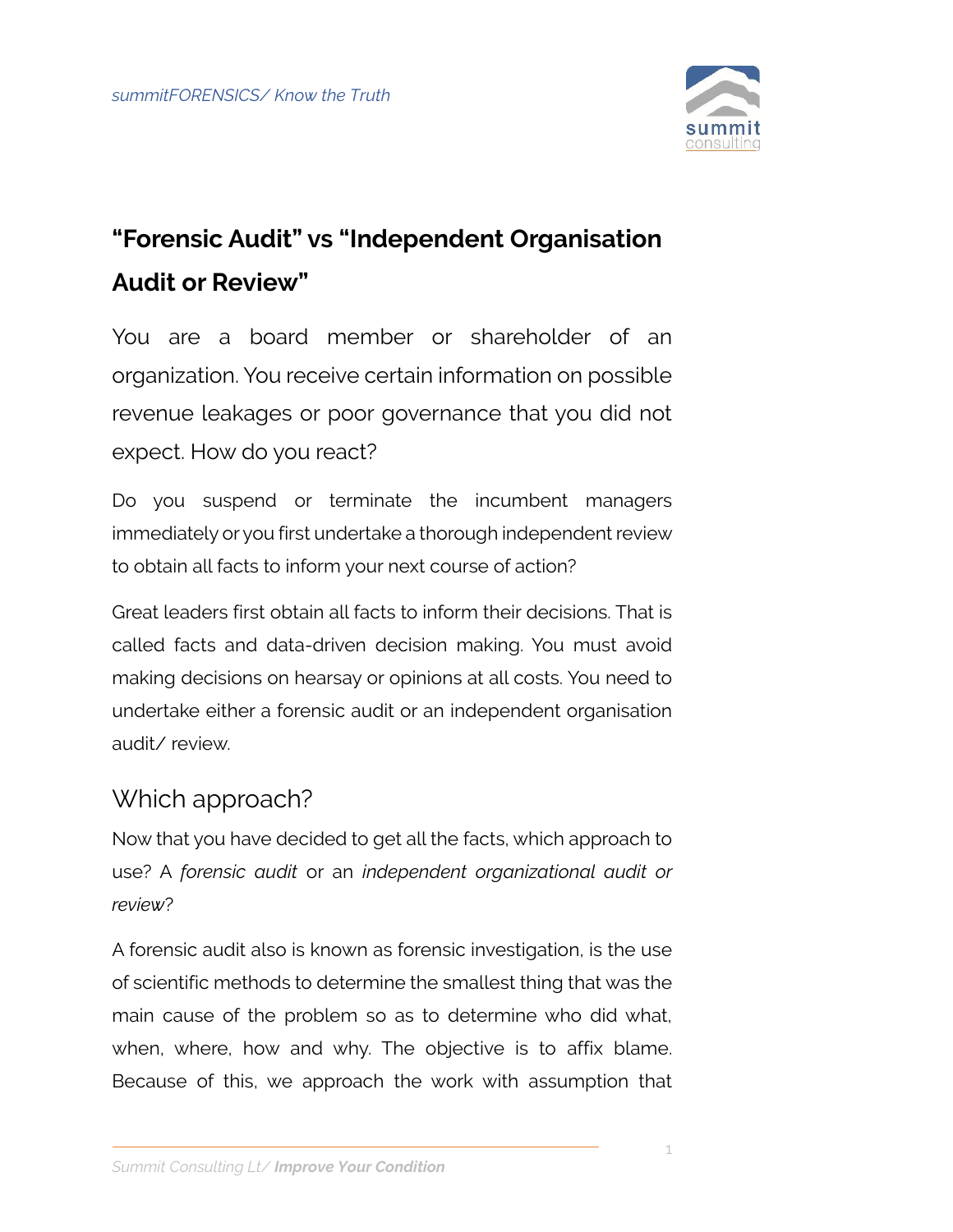# "Forensic Audit" vs "Independent Organisation Audit or Review"

You are a board member or shareholder of an organization. You receive certain information on possible revenue leakages or poor governance that you did not expect. How do you react?

Do you suspend or terminate the incumbent managers immediately or you first undertake a thorough independent review to obtain all facts to inform your next course of action?

Great leaders first obtain all facts to inform their decisions. That is called facts and data-driven decision making. You must avoid making decisions on hearsay or opinions at all costs. You need to undertake either a forensic audit or an independent organisation audit/ review.

## Which approach?

Now that you have decided to get all the facts, which approach to use? A *forensic audit* or an *independent organizational audit or review*?

A forensic audit also is known as forensic investigation, is the use of scientific methods to determine the smallest thing that was the main cause of the problem so as to determine who did what, when, where, how and why. The objective is to affix blame. Because of this, we approach the work with assumption that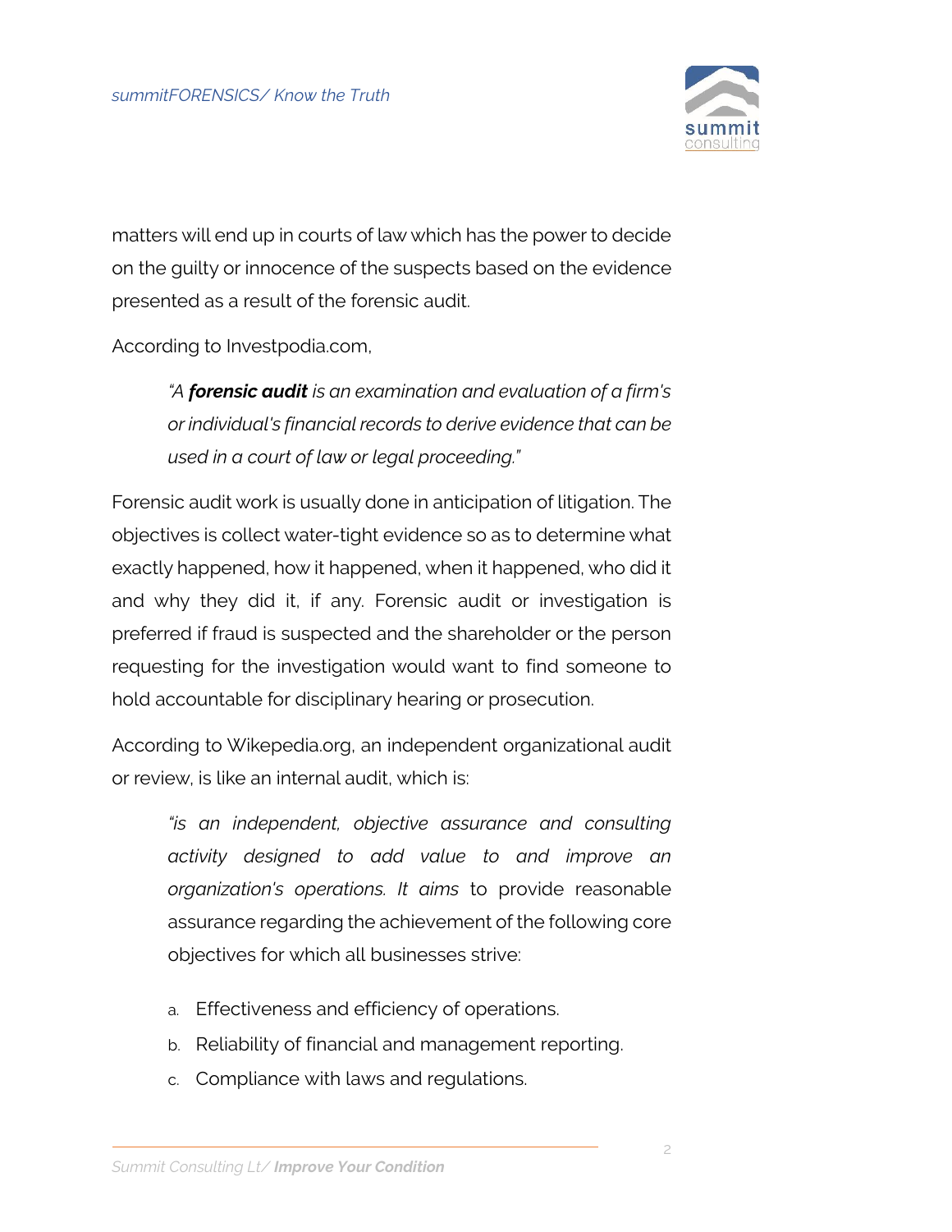matters will end up in courts of law which has the power to decide on the guilty or innocence of the suspects based on the evidence presented as a result of the forensic audit.

According to Investpodia.com,

> *"A **forensic audit** is an examination and evaluation of a firm's or individual's financial records to derive evidence that can be used in a court of law or legal proceeding."*

Forensic audit work is usually done in anticipation of litigation. The objectives is collect water-tight evidence so as to determine what exactly happened, how it happened, when it happened, who did it and why they did it, if any. Forensic audit or investigation is preferred if fraud is suspected and the shareholder or the person requesting for the investigation would want to find someone to hold accountable for disciplinary hearing or prosecution.

According to Wikepedia.org, an independent organizational audit or review, is like an internal audit, which is:

> *"is an independent, objective assurance and consulting activity designed to add value to and improve an organization's operations. It aims* to provide reasonable assurance regarding the achievement of the following core objectives for which all businesses strive:
>
> a. Effectiveness and efficiency of operations.
> b. Reliability of financial and management reporting.
> c. Compliance with laws and regulations.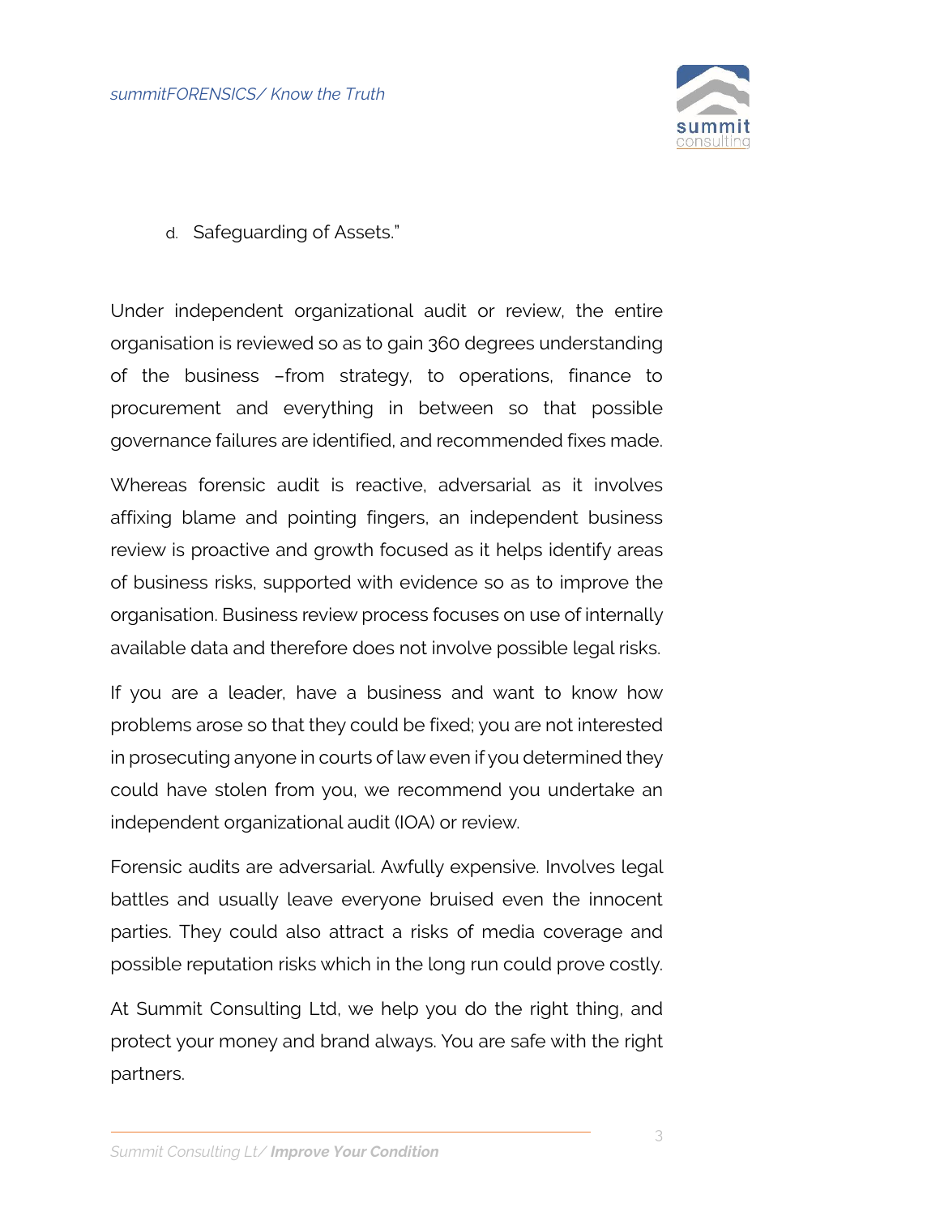d. Safeguarding of Assets."

Under independent organizational audit or review, the entire organisation is reviewed so as to gain 360 degrees understanding of the business –from strategy, to operations, finance to procurement and everything in between so that possible governance failures are identified, and recommended fixes made.

Whereas forensic audit is reactive, adversarial as it involves affixing blame and pointing fingers, an independent business review is proactive and growth focused as it helps identify areas of business risks, supported with evidence so as to improve the organisation. Business review process focuses on use of internally available data and therefore does not involve possible legal risks.

If you are a leader, have a business and want to know how problems arose so that they could be fixed; you are not interested in prosecuting anyone in courts of law even if you determined they could have stolen from you, we recommend you undertake an independent organizational audit (IOA) or review.

Forensic audits are adversarial. Awfully expensive. Involves legal battles and usually leave everyone bruised even the innocent parties. They could also attract a risks of media coverage and possible reputation risks which in the long run could prove costly.

At Summit Consulting Ltd, we help you do the right thing, and protect your money and brand always. You are safe with the right partners.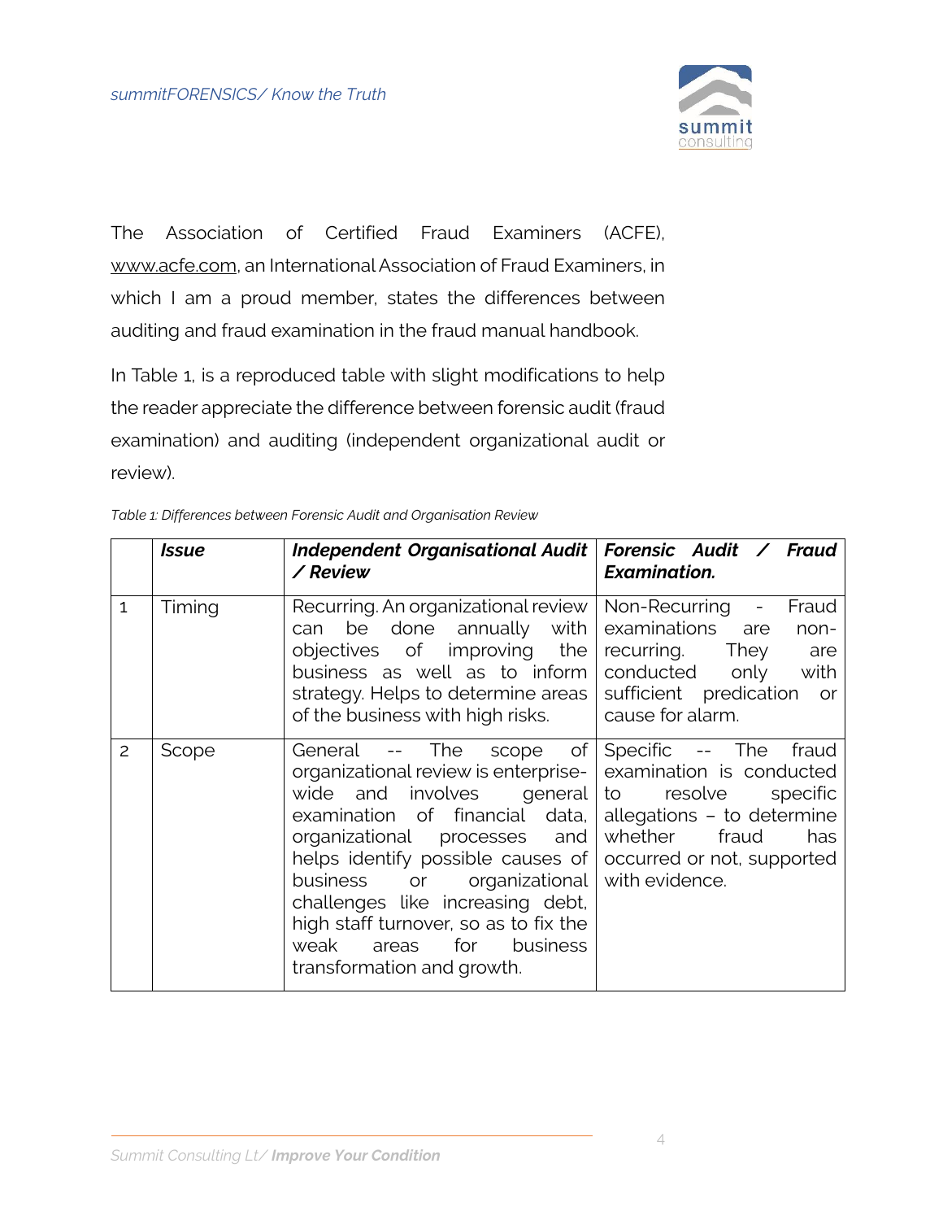The Association of Certified Fraud Examiners (ACFE), www.acfe.com, an International Association of Fraud Examiners, in which I am a proud member, states the differences between auditing and fraud examination in the fraud manual handbook.

In Table 1, is a reproduced table with slight modifications to help the reader appreciate the difference between forensic audit (fraud examination) and auditing (independent organizational audit or review).

*Table 1: Differences between Forensic Audit and Organisation Review*

| | ***Issue*** | ***Independent Organisational Audit / Review*** | ***Forensic Audit / Fraud Examination.*** |
|---|---|---|---|
| 1 | Timing | Recurring. An organizational review can be done annually with objectives of improving the business as well as to inform strategy. Helps to determine areas of the business with high risks. | Non-Recurring - Fraud examinations are non-recurring. They are conducted only with sufficient predication or cause for alarm. |
| 2 | Scope | General -- The scope of organizational review is enterprise-wide and involves general examination of financial data, organizational processes and helps identify possible causes of business or organizational challenges like increasing debt, high staff turnover, so as to fix the weak areas for business transformation and growth. | Specific -- The fraud examination is conducted to resolve specific allegations – to determine whether fraud has occurred or not, supported with evidence. |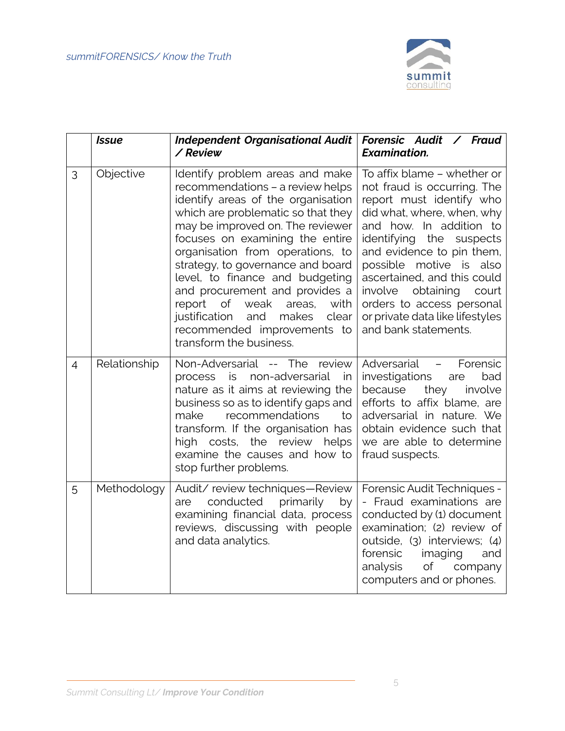|  | ***Issue*** | ***Independent Organisational Audit / Review*** | ***Forensic Audit / Fraud Examination.*** |
|---|---|---|---|
| 3 | Objective | Identify problem areas and make recommendations – a review helps identify areas of the organisation which are problematic so that they may be improved on. The reviewer focuses on examining the entire organisation from operations, to strategy, to governance and board level, to finance and budgeting and procurement and provides a report of weak areas, with justification and makes clear recommended improvements to transform the business. | To affix blame – whether or not fraud is occurring. The report must identify who did what, where, when, why and how. In addition to identifying the suspects and evidence to pin them, possible motive is also ascertained, and this could involve obtaining court orders to access personal or private data like lifestyles and bank statements. |
| 4 | Relationship | Non-Adversarial -- The review process is non-adversarial in nature as it aims at reviewing the business so as to identify gaps and make recommendations to transform. If the organisation has high costs, the review helps examine the causes and how to stop further problems. | Adversarial – Forensic investigations are bad because they involve efforts to affix blame, are adversarial in nature. We obtain evidence such that we are able to determine fraud suspects. |
| 5 | Methodology | Audit/ review techniques—Review are conducted primarily by examining financial data, process reviews, discussing with people and data analytics. | Forensic Audit Techniques - - Fraud examinations are conducted by (1) document examination; (2) review of outside, (3) interviews; (4) forensic imaging and analysis of company computers and or phones. |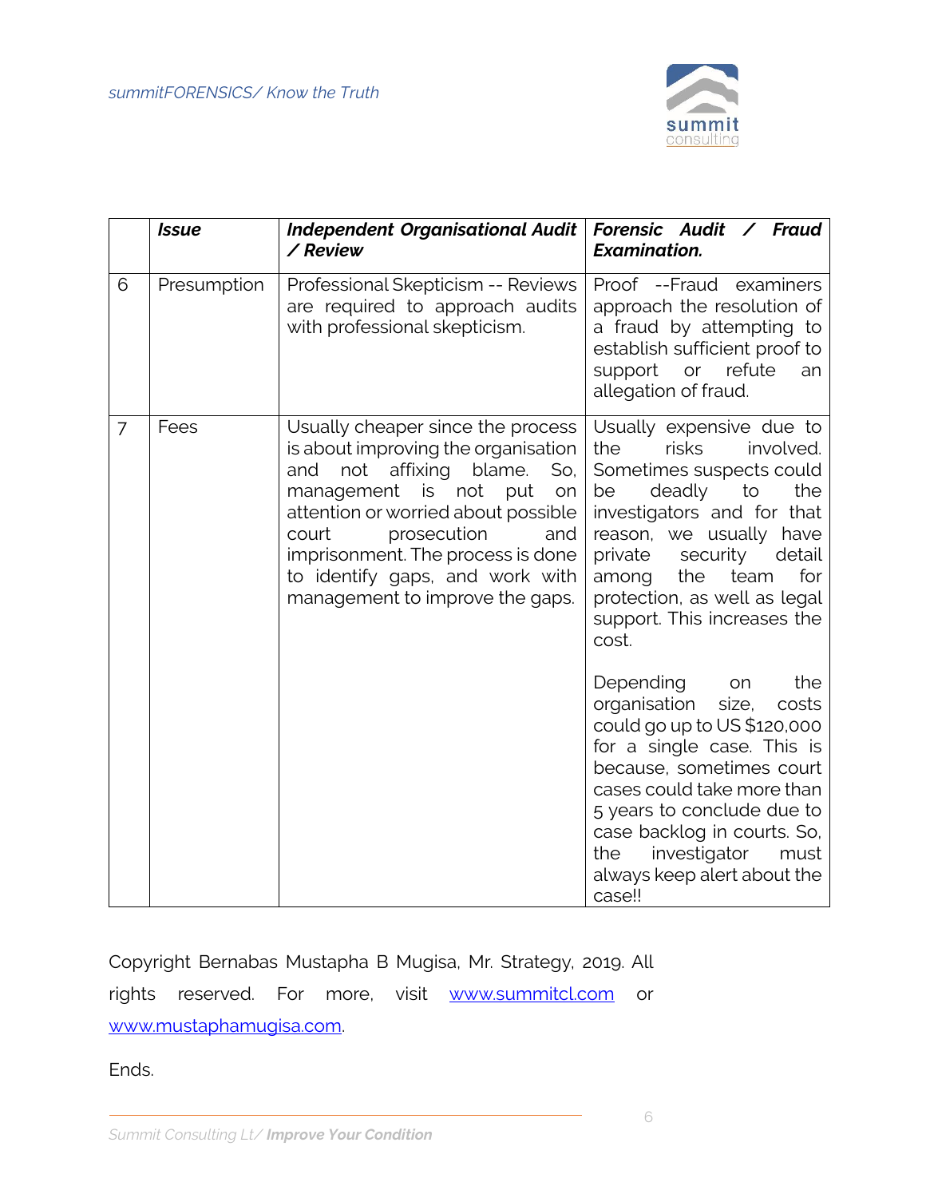|  | ***Issue*** | ***Independent Organisational Audit / Review*** | ***Forensic Audit / Fraud Examination.*** |
|---|---|---|---|
| 6 | Presumption | Professional Skepticism -- Reviews are required to approach audits with professional skepticism. | Proof --Fraud examiners approach the resolution of a fraud by attempting to establish sufficient proof to support or refute an allegation of fraud. |
| 7 | Fees | Usually cheaper since the process is about improving the organisation and not affixing blame. So, management is not put on attention or worried about possible court prosecution and imprisonment. The process is done to identify gaps, and work with management to improve the gaps. | Usually expensive due to the risks involved. Sometimes suspects could be deadly to the investigators and for that reason, we usually have private security detail among the team for protection, as well as legal support. This increases the cost.<br><br>Depending on the organisation size, costs could go up to US $120,000 for a single case. This is because, sometimes court cases could take more than 5 years to conclude due to case backlog in courts. So, the investigator must always keep alert about the case!! |

Copyright Bernabas Mustapha B Mugisa, Mr. Strategy, 2019. All rights reserved. For more, visit [www.summitcl.com](http://www.summitcl.com) or [www.mustaphamugisa.com](http://www.mustaphamugisa.com).

Ends.